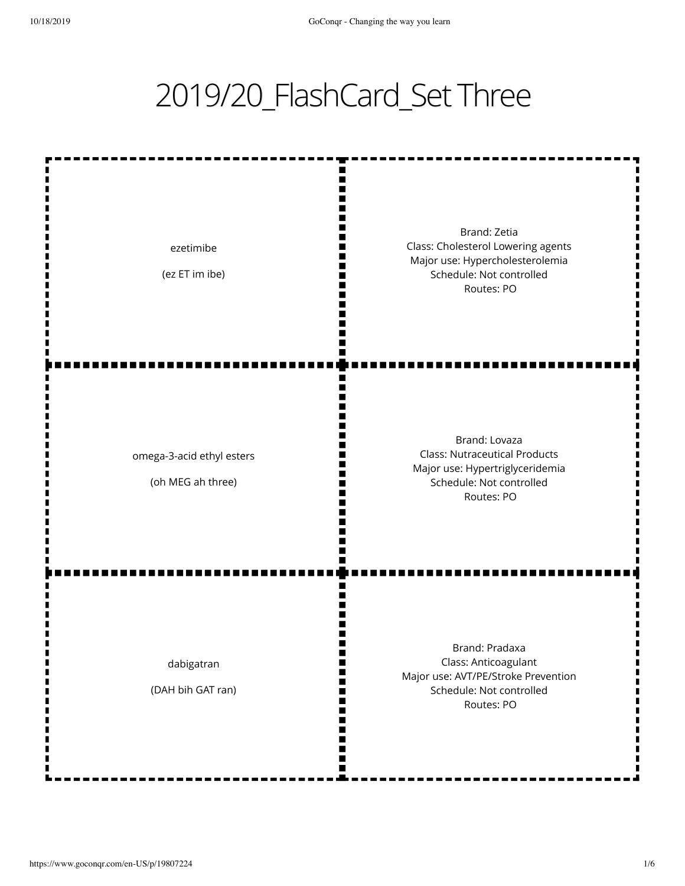# 2019/20_FlashCard_Set Three

| Term | Definition |
| --- | --- |
| ezetimibe<br><br>(ez ET im ibe) | Brand: Zetia<br>Class: Cholesterol Lowering agents<br>Major use: Hypercholesterolemia<br>Schedule: Not controlled<br>Routes: PO |
| omega-3-acid ethyl esters<br><br>(oh MEG ah three) | Brand: Lovaza<br>Class: Nutraceutical Products<br>Major use: Hypertriglyceridemia<br>Schedule: Not controlled<br>Routes: PO |
| dabigatran<br><br>(DAH bih GAT ran) | Brand: Pradaxa<br>Class: Anticoagulant<br>Major use: AVT/PE/Stroke Prevention<br>Schedule: Not controlled<br>Routes: PO |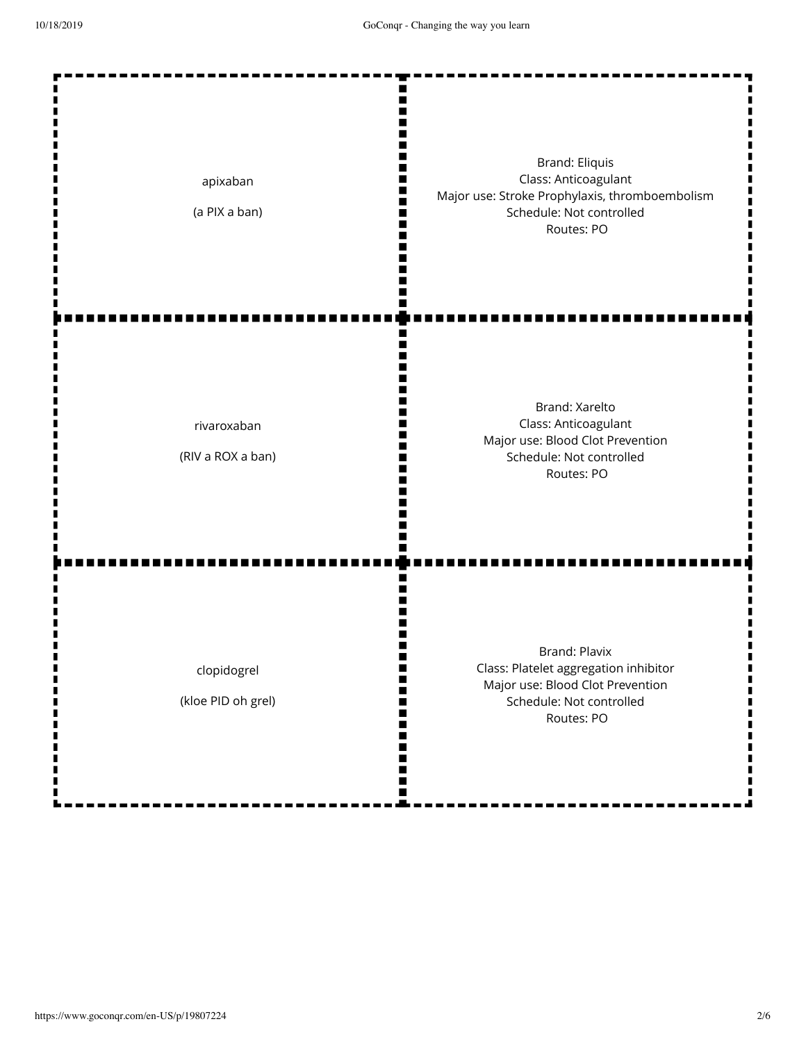| Term | Definition |
| --- | --- |
| apixaban<br><br>(a PIX a ban) | Brand: Eliquis<br>Class: Anticoagulant<br>Major use: Stroke Prophylaxis, thromboembolism<br>Schedule: Not controlled<br>Routes: PO |
| rivaroxaban<br><br>(RIV a ROX a ban) | Brand: Xarelto<br>Class: Anticoagulant<br>Major use: Blood Clot Prevention<br>Schedule: Not controlled<br>Routes: PO |
| clopidogrel<br><br>(kloe PID oh grel) | Brand: Plavix<br>Class: Platelet aggregation inhibitor<br>Major use: Blood Clot Prevention<br>Schedule: Not controlled<br>Routes: PO |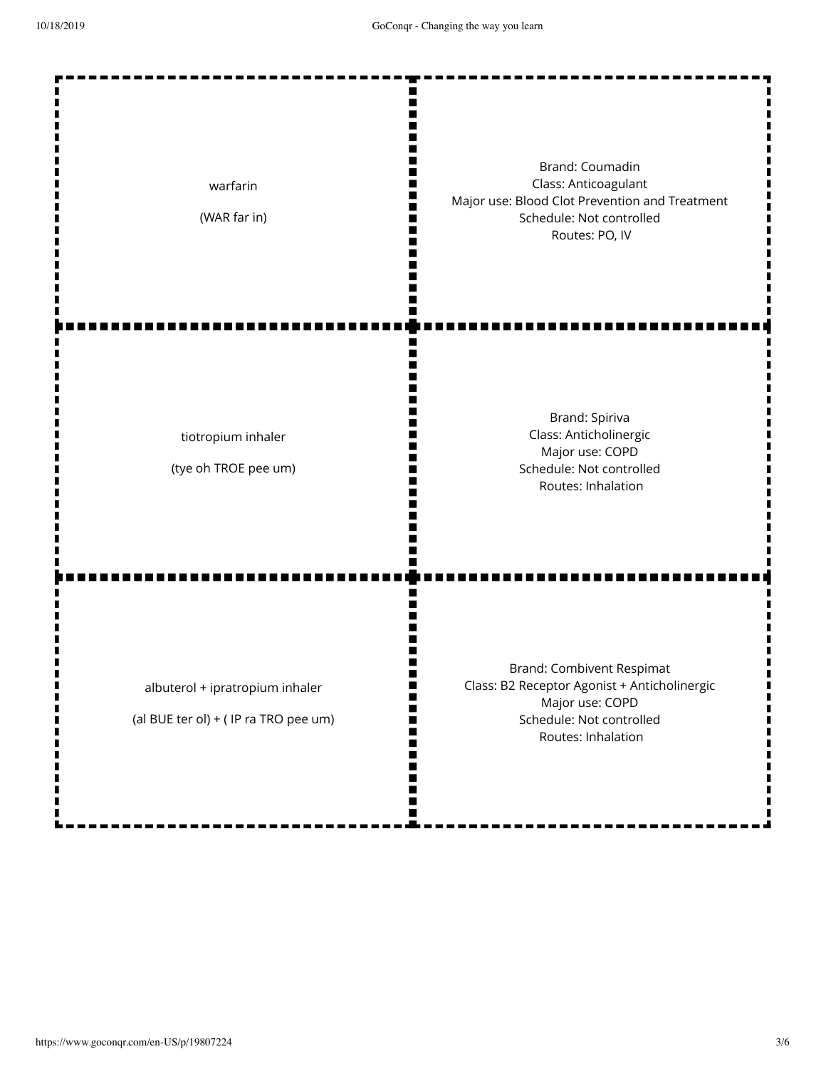| | |
|---|---|
| warfarin<br><br>(WAR far in) | Brand: Coumadin<br>Class: Anticoagulant<br>Major use: Blood Clot Prevention and Treatment<br>Schedule: Not controlled<br>Routes: PO, IV |
| tiotropium inhaler<br><br>(tye oh TROE pee um) | Brand: Spiriva<br>Class: Anticholinergic<br>Major use: COPD<br>Schedule: Not controlled<br>Routes: Inhalation |
| albuterol + ipratropium inhaler<br><br>(al BUE ter ol) + ( IP ra TRO pee um) | Brand: Combivent Respimat<br>Class: B2 Receptor Agonist + Anticholinergic<br>Major use: COPD<br>Schedule: Not controlled<br>Routes: Inhalation |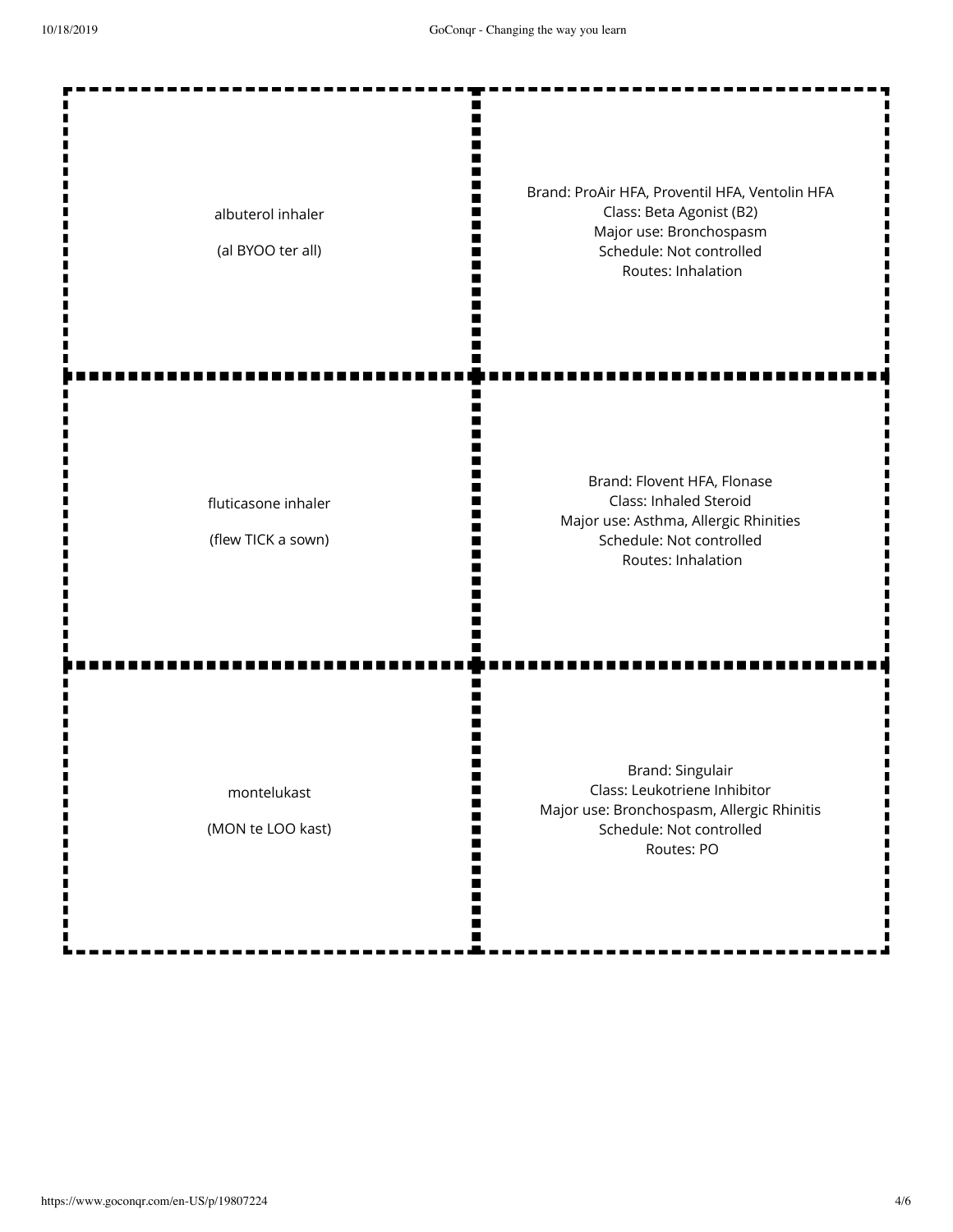| | |
|---|---|
| albuterol inhaler<br><br>(al BYOO ter all) | Brand: ProAir HFA, Proventil HFA, Ventolin HFA<br>Class: Beta Agonist (B2)<br>Major use: Bronchospasm<br>Schedule: Not controlled<br>Routes: Inhalation |
| fluticasone inhaler<br><br>(flew TICK a sown) | Brand: Flovent HFA, Flonase<br>Class: Inhaled Steroid<br>Major use: Asthma, Allergic Rhinities<br>Schedule: Not controlled<br>Routes: Inhalation |
| montelukast<br><br>(MON te LOO kast) | Brand: Singulair<br>Class: Leukotriene Inhibitor<br>Major use: Bronchospasm, Allergic Rhinitis<br>Schedule: Not controlled<br>Routes: PO |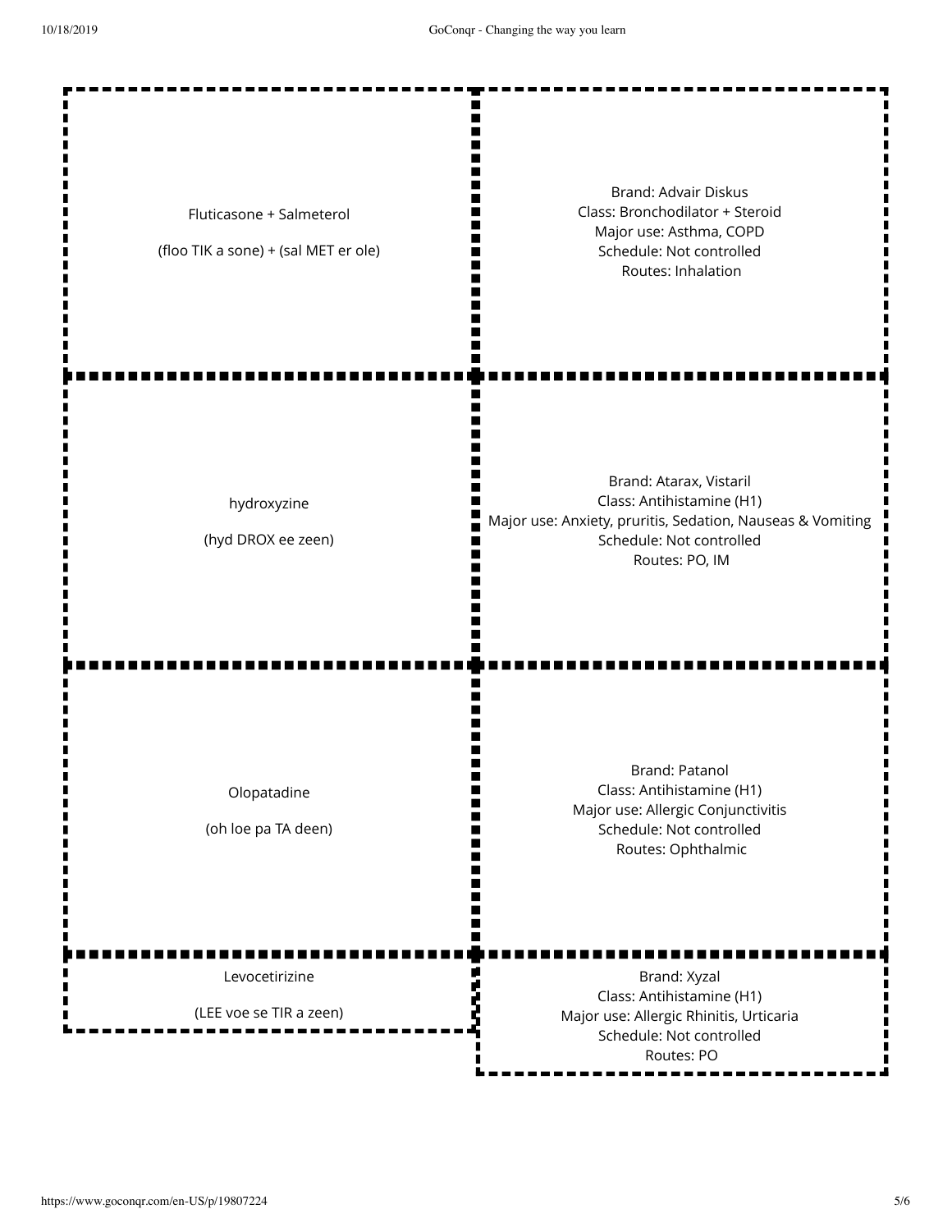| Term | Definition |
| --- | --- |
| Fluticasone + Salmeterol<br><br>(floo TIK a sone) + (sal MET er ole) | Brand: Advair Diskus<br>Class: Bronchodilator + Steroid<br>Major use: Asthma, COPD<br>Schedule: Not controlled<br>Routes: Inhalation |
| hydroxyzine<br><br>(hyd DROX ee zeen) | Brand: Atarax, Vistaril<br>Class: Antihistamine (H1)<br>Major use: Anxiety, pruritis, Sedation, Nauseas & Vomiting<br>Schedule: Not controlled<br>Routes: PO, IM |
| Olopatadine<br><br>(oh loe pa TA deen) | Brand: Patanol<br>Class: Antihistamine (H1)<br>Major use: Allergic Conjunctivitis<br>Schedule: Not controlled<br>Routes: Ophthalmic |
| Levocetirizine<br><br>(LEE voe se TIR a zeen) | Brand: Xyzal<br>Class: Antihistamine (H1)<br>Major use: Allergic Rhinitis, Urticaria<br>Schedule: Not controlled<br>Routes: PO |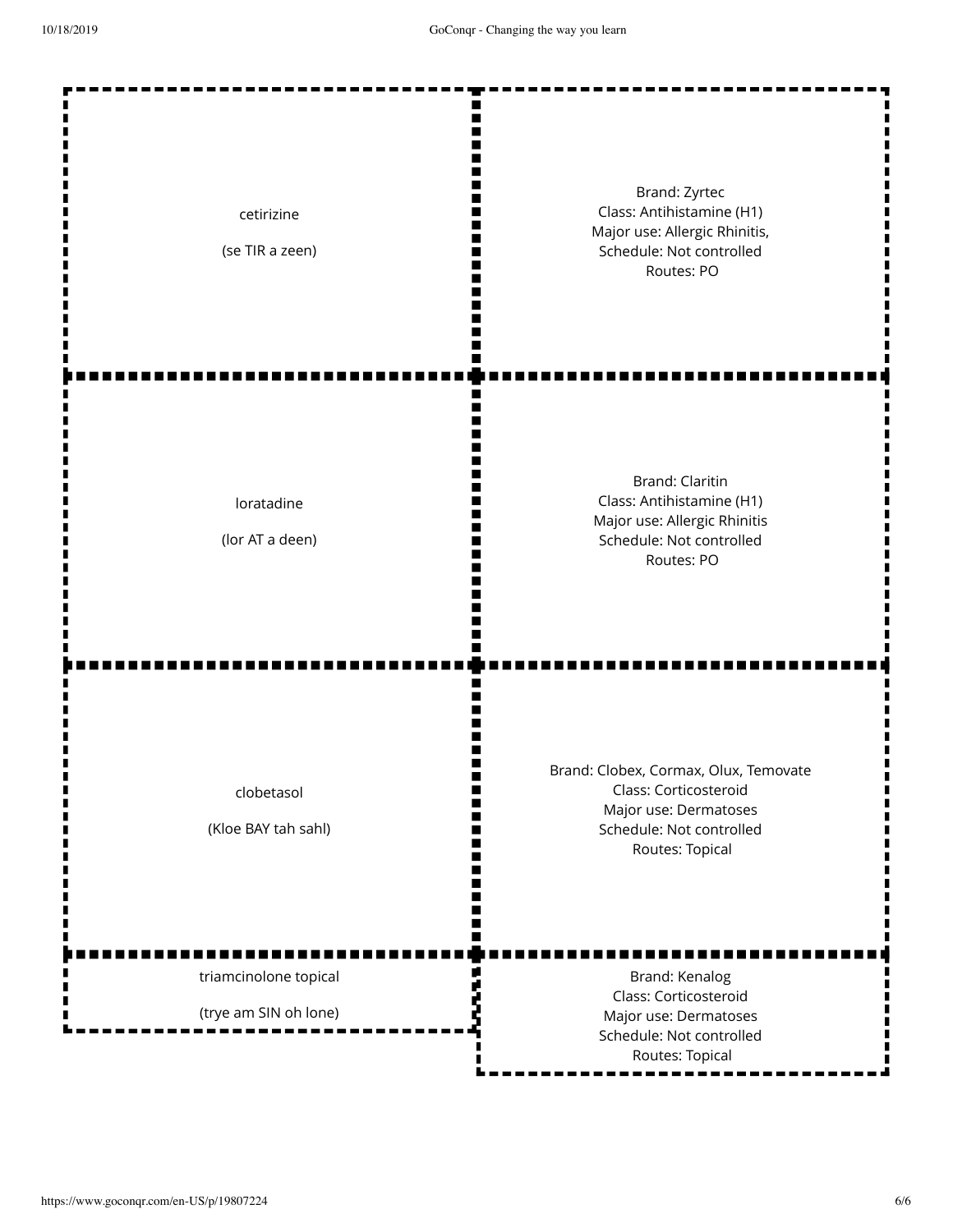| | |
|---|---|
| cetirizine<br><br>(se TIR a zeen) | Brand: Zyrtec<br>Class: Antihistamine (H1)<br>Major use: Allergic Rhinitis,<br>Schedule: Not controlled<br>Routes: PO |
| loratadine<br><br>(lor AT a deen) | Brand: Claritin<br>Class: Antihistamine (H1)<br>Major use: Allergic Rhinitis<br>Schedule: Not controlled<br>Routes: PO |
| clobetasol<br><br>(Kloe BAY tah sahl) | Brand: Clobex, Cormax, Olux, Temovate<br>Class: Corticosteroid<br>Major use: Dermatoses<br>Schedule: Not controlled<br>Routes: Topical |
| triamcinolone topical<br><br>(trye am SIN oh lone) | Brand: Kenalog<br>Class: Corticosteroid<br>Major use: Dermatoses<br>Schedule: Not controlled<br>Routes: Topical |